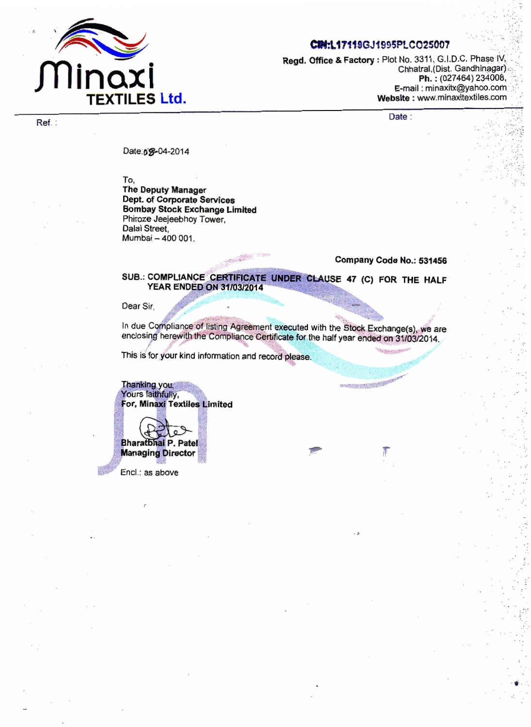**Minaxi TEXTILES Ltd.**

**CIN:L17119GJ1995PLC025007**

**Regd. Office & Factory :** Plot No. 3311, G.I.D.C. Phase IV, Chhatral,(Dist. Gandhinagar)
**Ph. :** (027464) 234008,
E-mail : minaxitx@yahoo.com
**Website :** www.minaxitextiles.com

Ref. :

Date :

Date: 08-04-2014

To,
**The Deputy Manager**
**Dept. of Corporate Services**
**Bombay Stock Exchange Limited**
Phiroze Jeejeebhoy Tower,
Dalal Street,
Mumbai – 400 001.

**Company Code No.: 531456**

**SUB.: COMPLIANCE CERTIFICATE UNDER CLAUSE 47 (C) FOR THE HALF YEAR ENDED ON 31/03/2014**

Dear Sir,

In due Compliance of listing Agreement executed with the Stock Exchange(s), we are enclosing herewith the Compliance Certificate for the half year ended on 31/03/2014.

This is for your kind information and record please.

Thanking you,
Yours faithfully,
**For, Minaxi Textiles Limited**

**Bharatbhai P. Patel**
**Managing Director**

Encl.: as above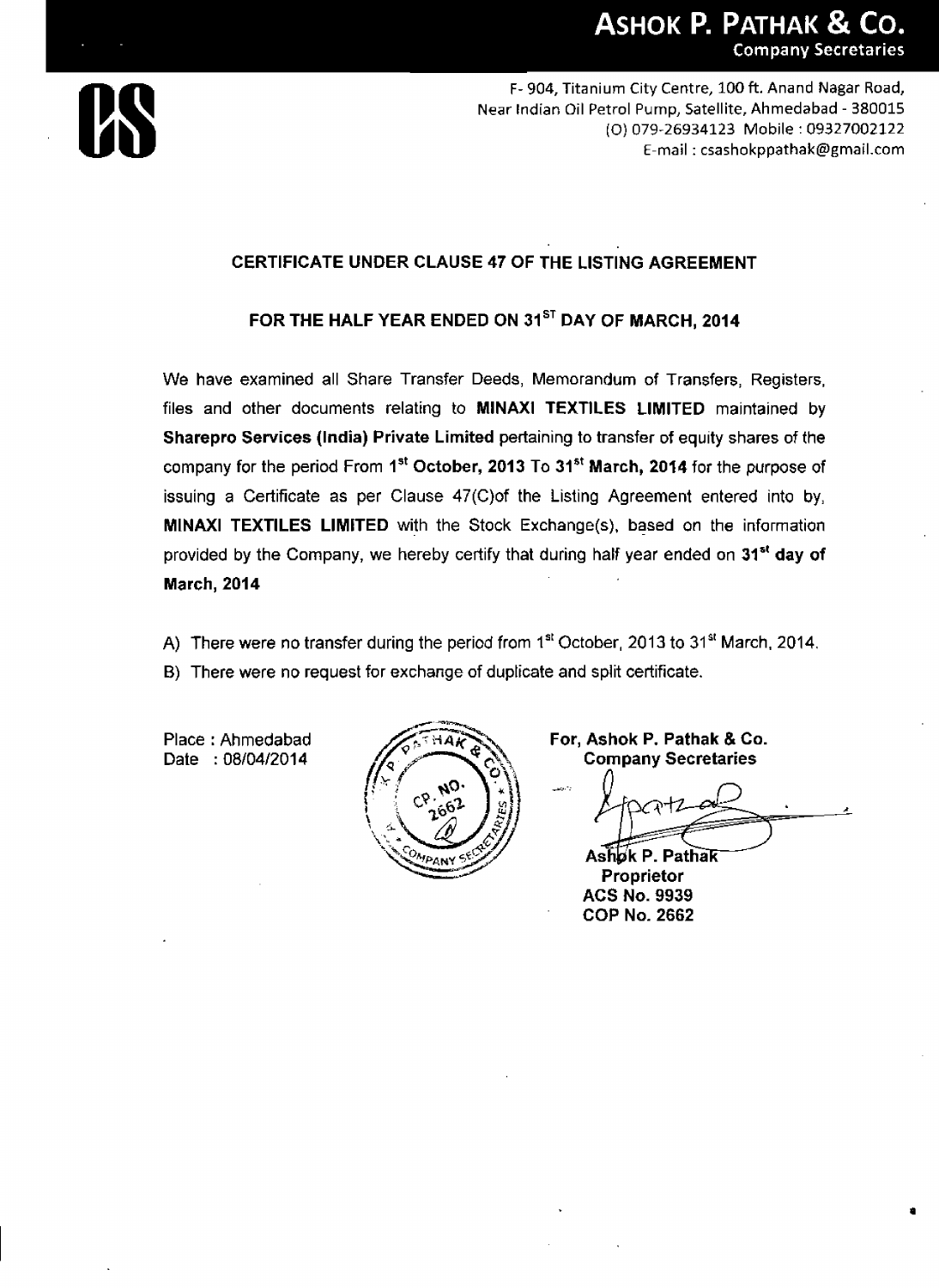# ASHOK P. PATHAK & Co.
**Company Secretaries**

F- 904, Titanium City Centre, 100 ft. Anand Nagar Road,
Near Indian Oil Petrol Pump, Satellite, Ahmedabad - 380015
(O) 079-26934123 Mobile : 09327002122
E-mail : csashokppathak@gmail.com

## CERTIFICATE UNDER CLAUSE 47 OF THE LISTING AGREEMENT

## FOR THE HALF YEAR ENDED ON 31ST DAY OF MARCH, 2014

We have examined all Share Transfer Deeds, Memorandum of Transfers, Registers, files and other documents relating to **MINAXI TEXTILES LIMITED** maintained by **Sharepro Services (India) Private Limited** pertaining to transfer of equity shares of the company for the period From **1st October, 2013 To 31st March, 2014** for the purpose of issuing a Certificate as per Clause 47(C)of the Listing Agreement entered into by, **MINAXI TEXTILES LIMITED** with the Stock Exchange(s), based on the information provided by the Company, we hereby certify that during half year ended on **31st day of March, 2014**

A) There were no transfer during the period from 1st October, 2013 to 31st March, 2014.

B) There were no request for exchange of duplicate and split certificate.

Place : Ahmedabad
Date : 08/04/2014

**For, Ashok P. Pathak & Co.**
**Company Secretaries**

Ashok P. Pathak
**Proprietor**
**ACS No. 9939**
**COP No. 2662**